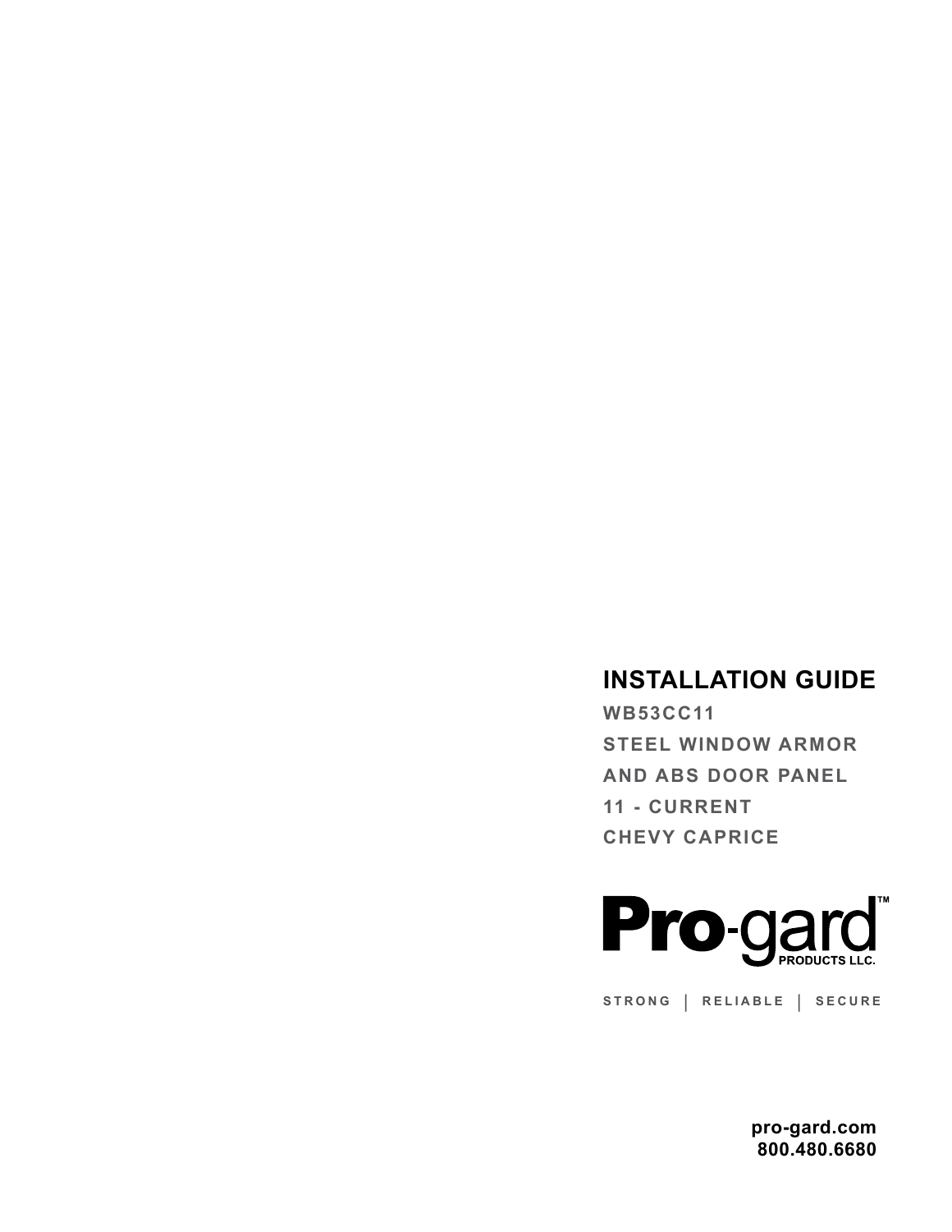# INSTALLATION GUIDE

## WB53CC11

## STEEL WINDOW ARMOR AND ABS DOOR PANEL

## 11 - CURRENT

## CHEVY CAPRICE

**Pro-gard™**
PRODUCTS LLC.

STRONG | RELIABLE | SECURE

**pro-gard.com**
**800.480.6680**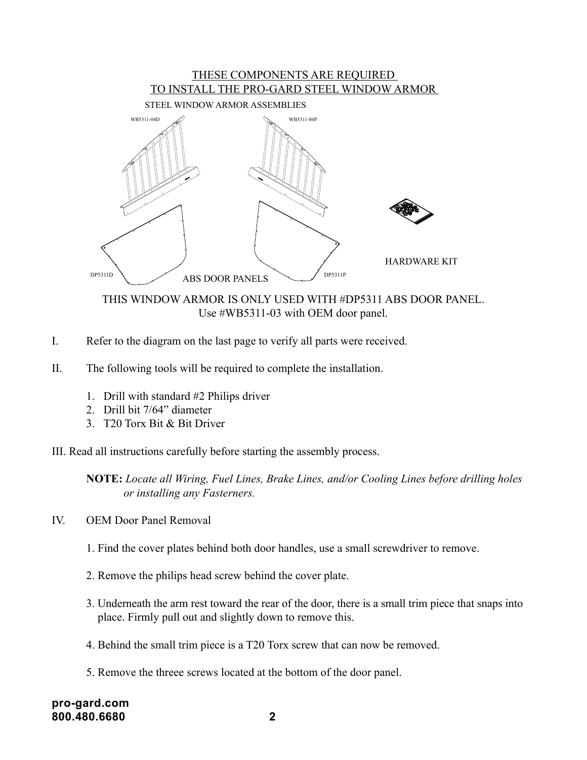## THESE COMPONENTS ARE REQUIRED TO INSTALL THE PRO-GARD STEEL WINDOW ARMOR

STEEL WINDOW ARMOR ASSEMBLIES

WB5311-04D

WB5311-04P

HARDWARE KIT

DP5311D

ABS DOOR PANELS

DP5311P

THIS WINDOW ARMOR IS ONLY USED WITH #DP5311 ABS DOOR PANEL.
Use #WB5311-03 with OEM door panel.

I. Refer to the diagram on the last page to verify all parts were received.

II. The following tools will be required to complete the installation.

1. Drill with standard #2 Philips driver
2. Drill bit 7/64" diameter
3. T20 Torx Bit & Bit Driver

III. Read all instructions carefully before starting the assembly process.

**NOTE:** *Locate all Wiring, Fuel Lines, Brake Lines, and/or Cooling Lines before drilling holes or installing any Fasteners.*

IV. OEM Door Panel Removal

1. Find the cover plates behind both door handles, use a small screwdriver to remove.

2. Remove the philips head screw behind the cover plate.

3. Underneath the arm rest toward the rear of the door, there is a small trim piece that snaps into place. Firmly pull out and slightly down to remove this.

4. Behind the small trim piece is a T20 Torx screw that can now be removed.

5. Remove the threee screws located at the bottom of the door panel.

**pro-gard.com**
**800.480.6680**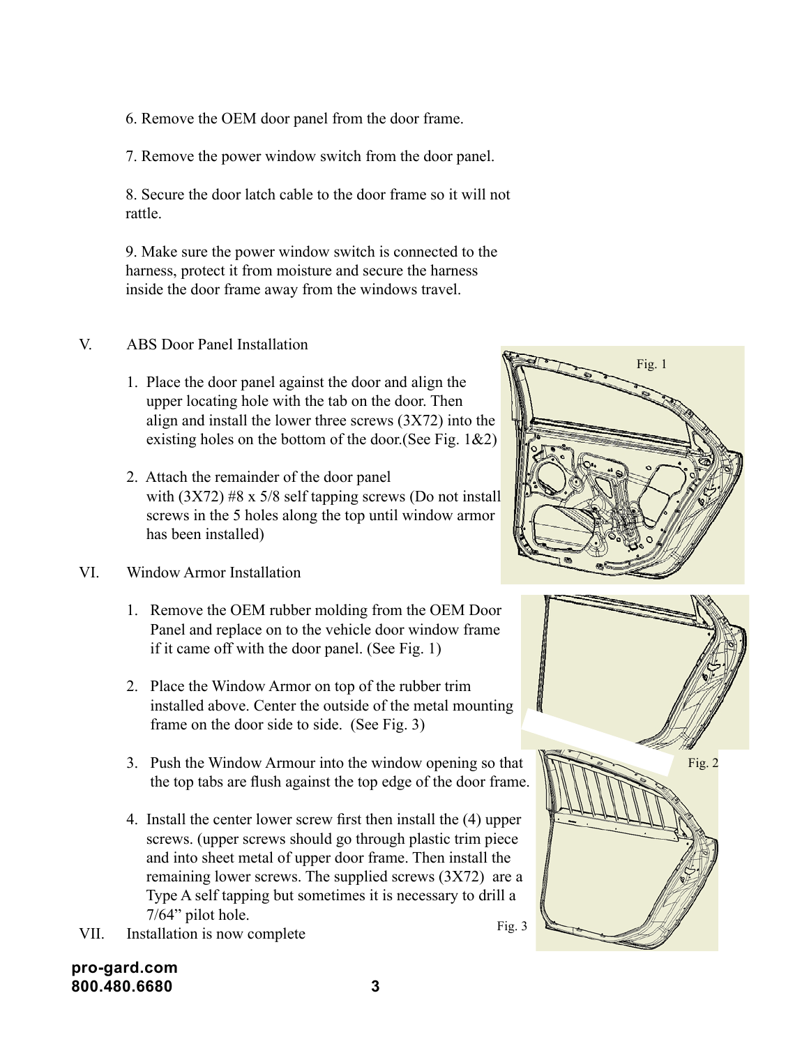6. Remove the OEM door panel from the door frame.

7. Remove the power window switch from the door panel.

8. Secure the door latch cable to the door frame so it will not rattle.

9. Make sure the power window switch is connected to the harness, protect it from moisture and secure the harness inside the door frame away from the windows travel.

## V. ABS Door Panel Installation

1. Place the door panel against the door and align the upper locating hole with the tab on the door. Then align and install the lower three screws (3X72) into the existing holes on the bottom of the door.(See Fig. 1&2)

2. Attach the remainder of the door panel with (3X72) #8 x 5/8 self tapping screws (Do not install screws in the 5 holes along the top until window armor has been installed)

Fig. 1

## VI. Window Armor Installation

1. Remove the OEM rubber molding from the OEM Door Panel and replace on to the vehicle door window frame if it came off with the door panel. (See Fig. 1)

2. Place the Window Armor on top of the rubber trim installed above. Center the outside of the metal mounting frame on the door side to side. (See Fig. 3)

3. Push the Window Armour into the window opening so that the top tabs are flush against the top edge of the door frame.

4. Install the center lower screw first then install the (4) upper screws. (upper screws should go through plastic trim piece and into sheet metal of upper door frame. Then install the remaining lower screws. The supplied screws (3X72) are a Type A self tapping but sometimes it is necessary to drill a 7/64" pilot hole.

Fig. 2

Fig. 3

## VII. Installation is now complete

**pro-gard.com**
**800.480.6680**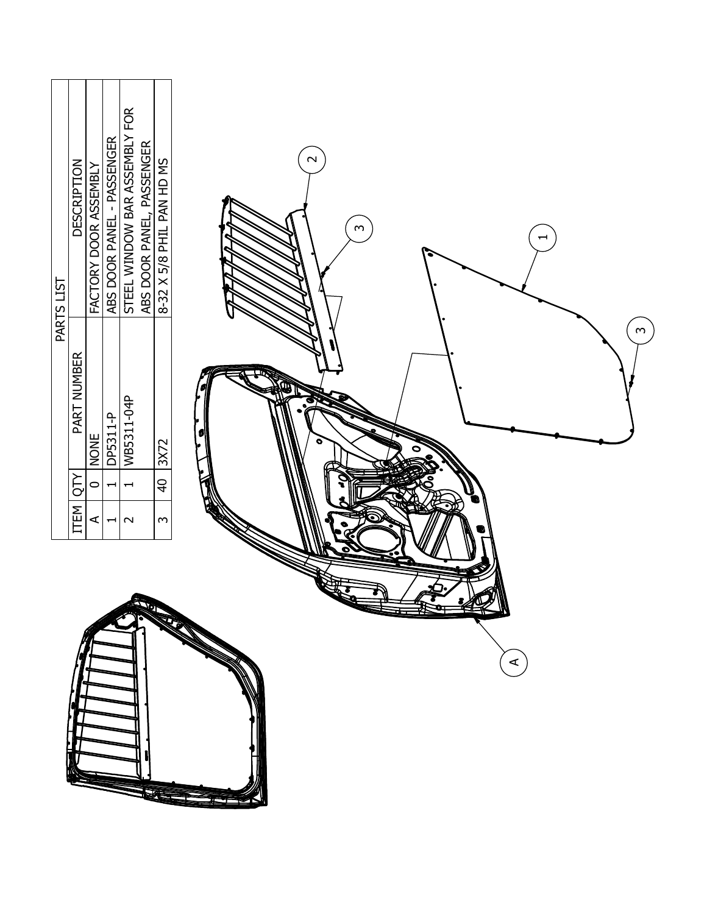| PARTS LIST | | | |
|---|---|---|---|
| ITEM | QTY | PART NUMBER | DESCRIPTION |
| A | 0 | NONE | FACTORY DOOR ASSEMBLY |
| 1 | 1 | DP5311-P | ABS DOOR PANEL - PASSENGER |
| 2 | 1 | WB5311-04P | STEEL WINDOW BAR ASSEMBLY FOR ABS DOOR PANEL, PASSENGER |
| 3 | 40 | 3X72 | 8-32 X 5/8 PHIL PAN HD MS |

2

3

1

3

A